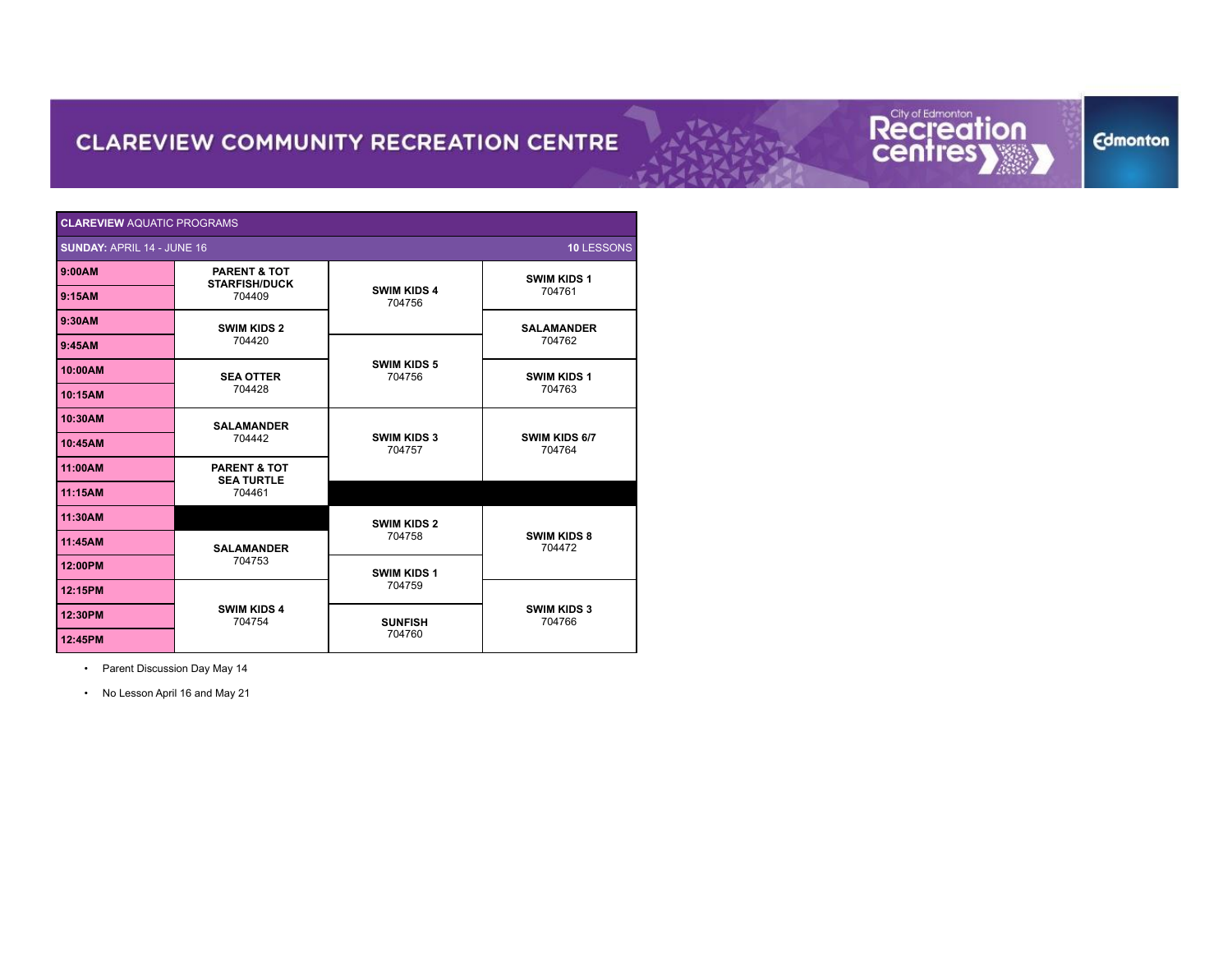# CLAREVIEW COMMUNITY RECREATION CENTRE

| **CLAREVIEW** AQUATIC PROGRAMS | | | |
|---|---|---|---|
| **SUNDAY:** APRIL 14 - JUNE 16 | | | **10** LESSONS |
| **9:00AM** | **PARENT & TOT STARFISH/DUCK** 704409 | **SWIM KIDS 4** 704756 | **SWIM KIDS 1** 704761 |
| **9:15AM** | | | |
| **9:30AM** | **SWIM KIDS 2** 704420 | | **SALAMANDER** 704762 |
| **9:45AM** | | **SWIM KIDS 5** 704756 | |
| **10:00AM** | **SEA OTTER** 704428 | | **SWIM KIDS 1** 704763 |
| **10:15AM** | | | |
| **10:30AM** | **SALAMANDER** 704442 | **SWIM KIDS 3** 704757 | **SWIM KIDS 6/7** 704764 |
| **10:45AM** | | | |
| **11:00AM** | **PARENT & TOT SEA TURTLE** 704461 | | |
| **11:15AM** | | | |
| **11:30AM** | | **SWIM KIDS 2** 704758 | **SWIM KIDS 8** 704472 |
| **11:45AM** | **SALAMANDER** 704753 | | |
| **12:00PM** | | **SWIM KIDS 1** 704759 | |
| **12:15PM** | **SWIM KIDS 4** 704754 | | **SWIM KIDS 3** 704766 |
| **12:30PM** | | **SUNFISH** 704760 | |
| **12:45PM** | | | |

- Parent Discussion Day May 14
- No Lesson April 16 and May 21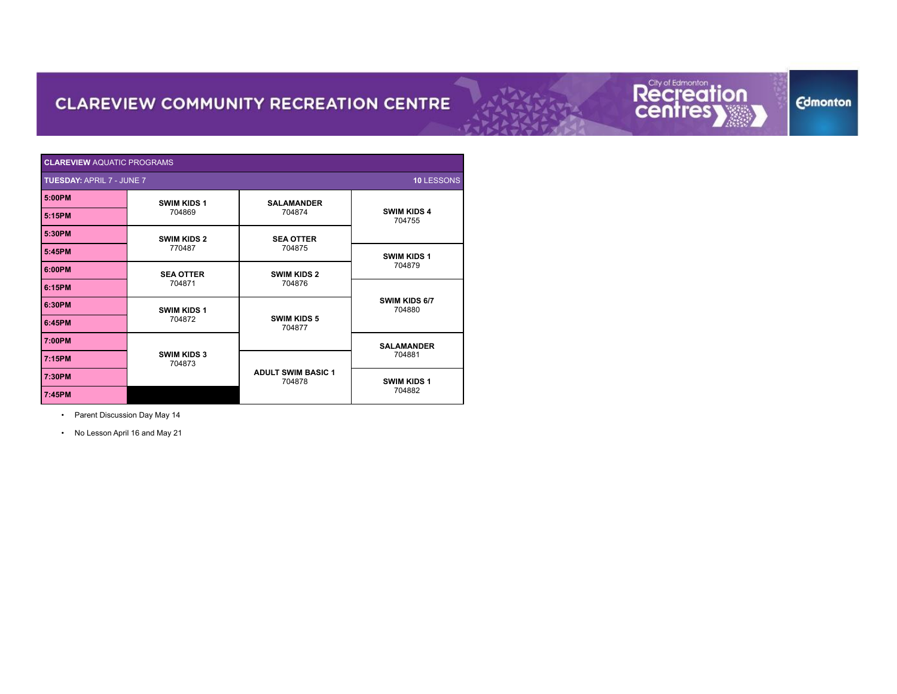# CLAREVIEW COMMUNITY RECREATION CENTRE

**CLAREVIEW** AQUATIC PROGRAMS

| **TUESDAY:** APRIL 7 - JUNE 7 | | | **10** LESSONS |
|---|---|---|---|
| **5:00PM** | **SWIM KIDS 1** 704869 | **SALAMANDER** 704874 | **SWIM KIDS 4** 704755 |
| **5:15PM** | | | |
| **5:30PM** | **SWIM KIDS 2** 770487 | **SEA OTTER** 704875 | |
| **5:45PM** | | | **SWIM KIDS 1** 704879 |
| **6:00PM** | **SEA OTTER** 704871 | **SWIM KIDS 2** 704876 | |
| **6:15PM** | | | **SWIM KIDS 6/7** 704880 |
| **6:30PM** | **SWIM KIDS 1** 704872 | **SWIM KIDS 5** 704877 | |
| **6:45PM** | | | |
| **7:00PM** | **SWIM KIDS 3** 704873 | | **SALAMANDER** 704881 |
| **7:15PM** | | **ADULT SWIM BASIC 1** 704878 | |
| **7:30PM** | | | **SWIM KIDS 1** 704882 |
| **7:45PM** | | | |

- Parent Discussion Day May 14
- No Lesson April 16 and May 21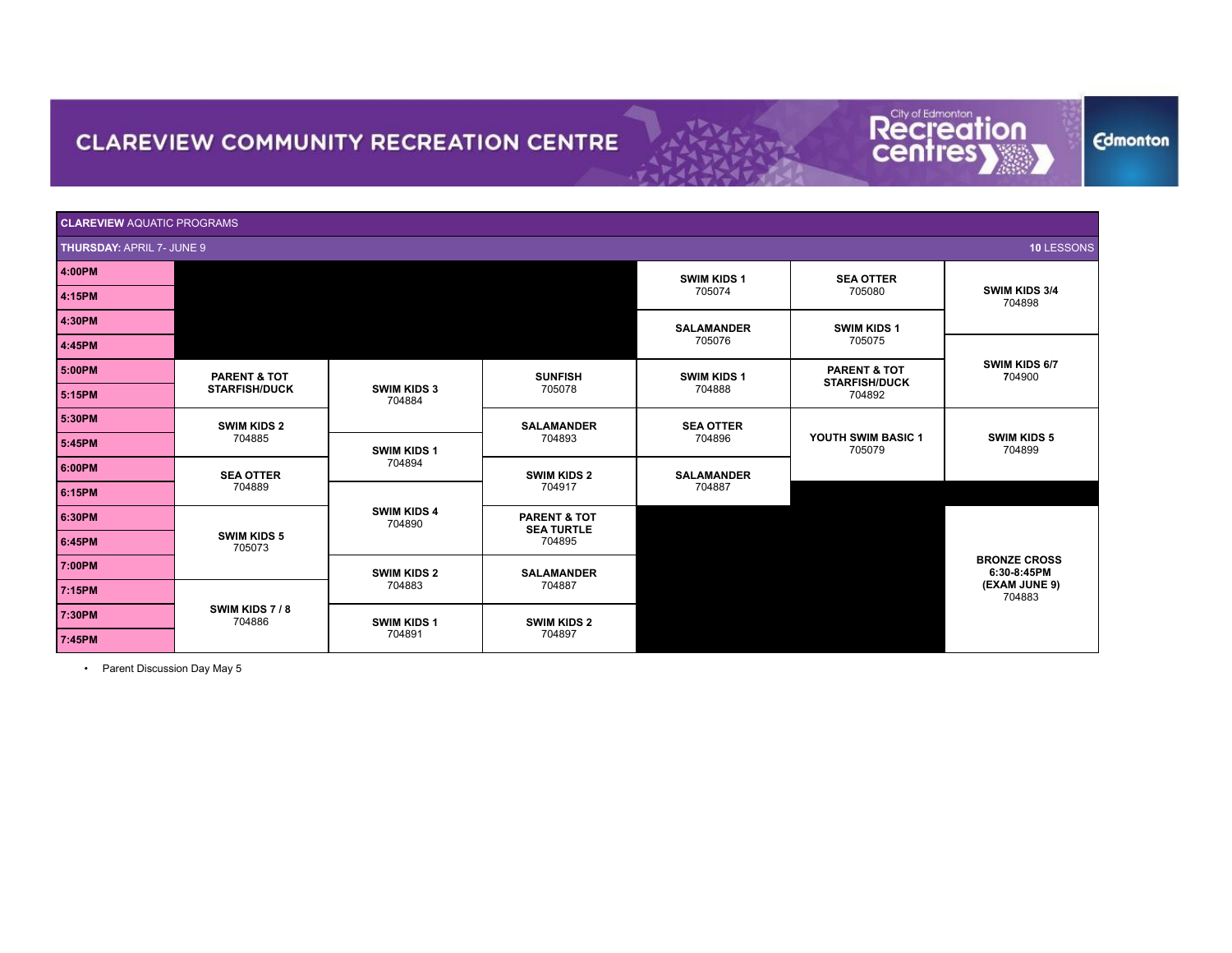# CLAREVIEW COMMUNITY RECREATION CENTRE

**CLAREVIEW** AQUATIC PROGRAMS

**THURSDAY:** APRIL 7- JUNE 9 — **10** LESSONS

| Time | | | | | | |
|---|---|---|---|---|---|---|
| 4:00PM | | | | **SWIM KIDS 1** 705074 | **SEA OTTER** 705080 | **SWIM KIDS 3/4** 704898 |
| 4:15PM | | | | | | |
| 4:30PM | | | | **SALAMANDER** 705076 | **SWIM KIDS 1** 705075 | |
| 4:45PM | | | | | | **SWIM KIDS 6/7** 704900 |
| 5:00PM | **PARENT & TOT STARFISH/DUCK** | **SWIM KIDS 3** 704884 | **SUNFISH** 705078 | **SWIM KIDS 1** 704888 | **PARENT & TOT STARFISH/DUCK** 704892 | |
| 5:15PM | | | | | | |
| 5:30PM | **SWIM KIDS 2** 704885 | | **SALAMANDER** 704893 | **SEA OTTER** 704896 | **YOUTH SWIM BASIC 1** 705079 | **SWIM KIDS 5** 704899 |
| 5:45PM | | **SWIM KIDS 1** 704894 | | | | |
| 6:00PM | **SEA OTTER** 704889 | | **SWIM KIDS 2** 704917 | **SALAMANDER** 704887 | | |
| 6:15PM | | **SWIM KIDS 4** 704890 | | | | |
| 6:30PM | **SWIM KIDS 5** 705073 | | **PARENT & TOT SEA TURTLE** 704895 | | | **BRONZE CROSS 6:30-8:45PM (EXAM JUNE 9)** 704883 |
| 6:45PM | | | | | | |
| 7:00PM | **SWIM KIDS 7 / 8** 704886 | **SWIM KIDS 2** 704883 | **SALAMANDER** 704887 | | | |
| 7:15PM | | | | | | |
| 7:30PM | | **SWIM KIDS 1** 704891 | **SWIM KIDS 2** 704897 | | | |
| 7:45PM | | | | | | |

- Parent Discussion Day May 5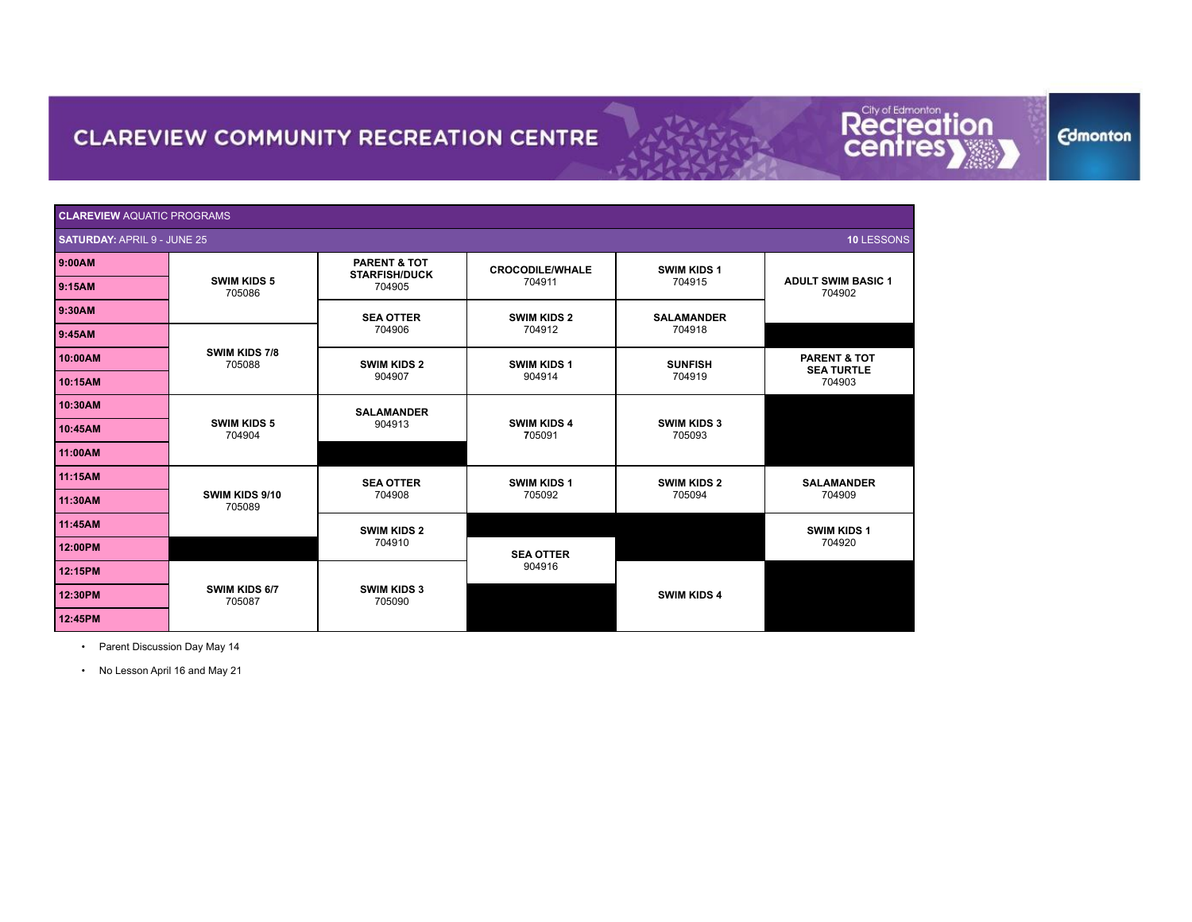# CLAREVIEW COMMUNITY RECREATION CENTRE

**CLAREVIEW** AQUATIC PROGRAMS

**SATURDAY:** APRIL 9 - JUNE 25 — **10** LESSONS

| | | | | | |
|---|---|---|---|---|---|
| **9:00AM** | **SWIM KIDS 5** 705086 | **PARENT & TOT STARFISH/DUCK** 704905 | **CROCODILE/WHALE** 704911 | **SWIM KIDS 1** 704915 | **ADULT SWIM BASIC 1** 704902 |
| **9:15AM** | | | | | |
| **9:30AM** | | **SEA OTTER** 704906 | **SWIM KIDS 2** 704912 | **SALAMANDER** 704918 | |
| **9:45AM** | **SWIM KIDS 7/8** 705088 | | | | |
| **10:00AM** | | **SWIM KIDS 2** 904907 | **SWIM KIDS 1** 904914 | **SUNFISH** 704919 | **PARENT & TOT SEA TURTLE** 704903 |
| **10:15AM** | | | | | |
| **10:30AM** | **SWIM KIDS 5** 704904 | **SALAMANDER** 904913 | **SWIM KIDS 4** 705091 | **SWIM KIDS 3** 705093 | |
| **10:45AM** | | | | | |
| **11:00AM** | | | | | |
| **11:15AM** | **SWIM KIDS 9/10** 705089 | **SEA OTTER** 704908 | **SWIM KIDS 1** 705092 | **SWIM KIDS 2** 705094 | **SALAMANDER** 704909 |
| **11:30AM** | | | | | |
| **11:45AM** | | **SWIM KIDS 2** 704910 | | | **SWIM KIDS 1** 704920 |
| **12:00PM** | | | **SEA OTTER** 904916 | | |
| **12:15PM** | **SWIM KIDS 6/7** 705087 | **SWIM KIDS 3** 705090 | | **SWIM KIDS 4** | |
| **12:30PM** | | | | | |
| **12:45PM** | | | | | |

- Parent Discussion Day May 14
- No Lesson April 16 and May 21